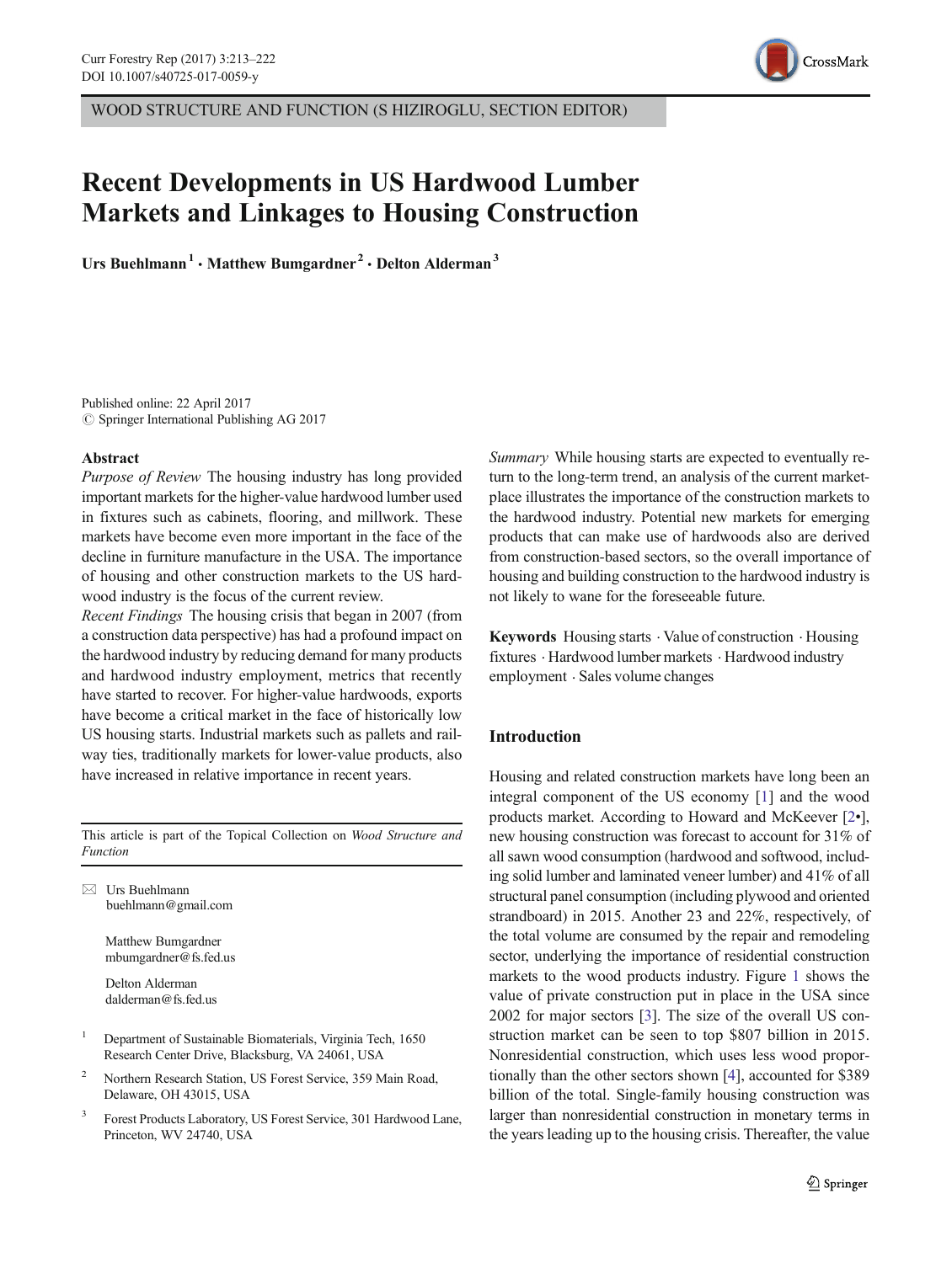WOOD STRUCTURE AND FUNCTION (S HIZIROGLU, SECTION EDITOR)

# Recent Developments in US Hardwood Lumber Markets and Linkages to Housing Construction

**Urs Buehlmann[1] · Matthew Bumgardner[2] · Delton Alderman[3]**

Published online: 22 April 2017
© Springer International Publishing AG 2017

## Abstract

*Purpose of Review* The housing industry has long provided important markets for the higher-value hardwood lumber used in fixtures such as cabinets, flooring, and millwork. These markets have become even more important in the face of the decline in furniture manufacture in the USA. The importance of housing and other construction markets to the US hardwood industry is the focus of the current review.

*Recent Findings* The housing crisis that began in 2007 (from a construction data perspective) has had a profound impact on the hardwood industry by reducing demand for many products and hardwood industry employment, metrics that recently have started to recover. For higher-value hardwoods, exports have become a critical market in the face of historically low US housing starts. Industrial markets such as pallets and railway ties, traditionally markets for lower-value products, also have increased in relative importance in recent years.

*Summary* While housing starts are expected to eventually return to the long-term trend, an analysis of the current marketplace illustrates the importance of the construction markets to the hardwood industry. Potential new markets for emerging products that can make use of hardwoods also are derived from construction-based sectors, so the overall importance of housing and building construction to the hardwood industry is not likely to wane for the foreseeable future.

**Keywords** Housing starts · Value of construction · Housing fixtures · Hardwood lumber markets · Hardwood industry employment · Sales volume changes

This article is part of the Topical Collection on *Wood Structure and Function*

✉ Urs Buehlmann
buehlmann@gmail.com

Matthew Bumgardner
mbumgardner@fs.fed.us

Delton Alderman
dalderman@fs.fed.us

[1] Department of Sustainable Biomaterials, Virginia Tech, 1650 Research Center Drive, Blacksburg, VA 24061, USA

[2] Northern Research Station, US Forest Service, 359 Main Road, Delaware, OH 43015, USA

[3] Forest Products Laboratory, US Forest Service, 301 Hardwood Lane, Princeton, WV 24740, USA

## Introduction

Housing and related construction markets have long been an integral component of the US economy [1] and the wood products market. According to Howard and McKeever [2•], new housing construction was forecast to account for 31% of all sawn wood consumption (hardwood and softwood, including solid lumber and laminated veneer lumber) and 41% of all structural panel consumption (including plywood and oriented strandboard) in 2015. Another 23 and 22%, respectively, of the total volume are consumed by the repair and remodeling sector, underlying the importance of residential construction markets to the wood products industry. Figure 1 shows the value of private construction put in place in the USA since 2002 for major sectors [3]. The size of the overall US construction market can be seen to top $807 billion in 2015. Nonresidential construction, which uses less wood proportionally than the other sectors shown [4], accounted for $389 billion of the total. Single-family housing construction was larger than nonresidential construction in monetary terms in the years leading up to the housing crisis. Thereafter, the value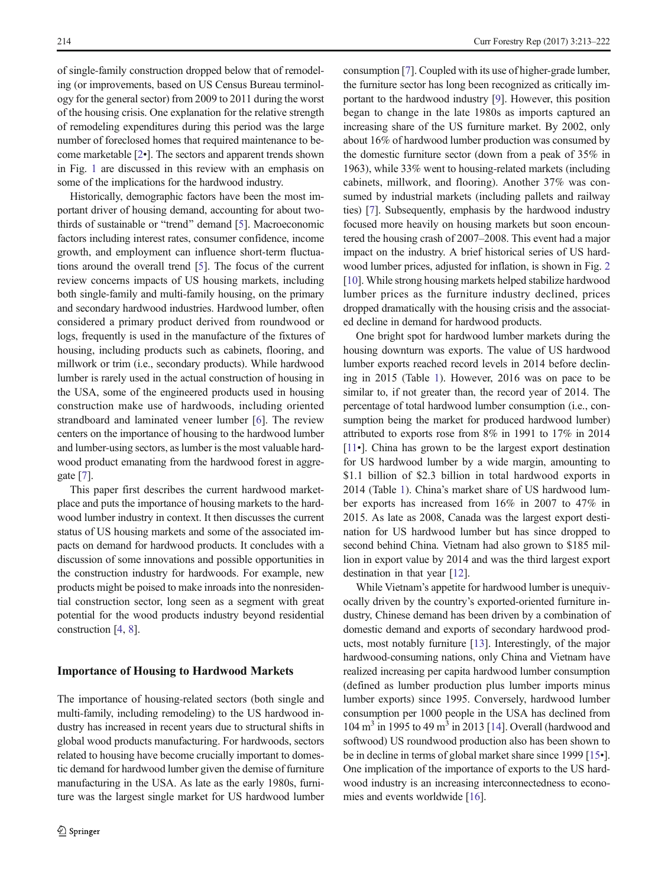of single-family construction dropped below that of remodeling (or improvements, based on US Census Bureau terminology for the general sector) from 2009 to 2011 during the worst of the housing crisis. One explanation for the relative strength of remodeling expenditures during this period was the large number of foreclosed homes that required maintenance to become marketable [2•]. The sectors and apparent trends shown in Fig. 1 are discussed in this review with an emphasis on some of the implications for the hardwood industry.

Historically, demographic factors have been the most important driver of housing demand, accounting for about two-thirds of sustainable or "trend" demand [5]. Macroeconomic factors including interest rates, consumer confidence, income growth, and employment can influence short-term fluctuations around the overall trend [5]. The focus of the current review concerns impacts of US housing markets, including both single-family and multi-family housing, on the primary and secondary hardwood industries. Hardwood lumber, often considered a primary product derived from roundwood or logs, frequently is used in the manufacture of the fixtures of housing, including products such as cabinets, flooring, and millwork or trim (i.e., secondary products). While hardwood lumber is rarely used in the actual construction of housing in the USA, some of the engineered products used in housing construction make use of hardwoods, including oriented strandboard and laminated veneer lumber [6]. The review centers on the importance of housing to the hardwood lumber and lumber-using sectors, as lumber is the most valuable hardwood product emanating from the hardwood forest in aggregate [7].

This paper first describes the current hardwood marketplace and puts the importance of housing markets to the hardwood lumber industry in context. It then discusses the current status of US housing markets and some of the associated impacts on demand for hardwood products. It concludes with a discussion of some innovations and possible opportunities in the construction industry for hardwoods. For example, new products might be poised to make inroads into the nonresidential construction sector, long seen as a segment with great potential for the wood products industry beyond residential construction [4, 8].

## Importance of Housing to Hardwood Markets

The importance of housing-related sectors (both single and multi-family, including remodeling) to the US hardwood industry has increased in recent years due to structural shifts in global wood products manufacturing. For hardwoods, sectors related to housing have become crucially important to domestic demand for hardwood lumber given the demise of furniture manufacturing in the USA. As late as the early 1980s, furniture was the largest single market for US hardwood lumber consumption [7]. Coupled with its use of higher-grade lumber, the furniture sector has long been recognized as critically important to the hardwood industry [9]. However, this position began to change in the late 1980s as imports captured an increasing share of the US furniture market. By 2002, only about 16% of hardwood lumber production was consumed by the domestic furniture sector (down from a peak of 35% in 1963), while 33% went to housing-related markets (including cabinets, millwork, and flooring). Another 37% was consumed by industrial markets (including pallets and railway ties) [7]. Subsequently, emphasis by the hardwood industry focused more heavily on housing markets but soon encountered the housing crash of 2007–2008. This event had a major impact on the industry. A brief historical series of US hardwood lumber prices, adjusted for inflation, is shown in Fig. 2 [10]. While strong housing markets helped stabilize hardwood lumber prices as the furniture industry declined, prices dropped dramatically with the housing crisis and the associated decline in demand for hardwood products.

One bright spot for hardwood lumber markets during the housing downturn was exports. The value of US hardwood lumber exports reached record levels in 2014 before declining in 2015 (Table 1). However, 2016 was on pace to be similar to, if not greater than, the record year of 2014. The percentage of total hardwood lumber consumption (i.e., consumption being the market for produced hardwood lumber) attributed to exports rose from 8% in 1991 to 17% in 2014 [11•]. China has grown to be the largest export destination for US hardwood lumber by a wide margin, amounting to $1.1 billion of $2.3 billion in total hardwood exports in 2014 (Table 1). China's market share of US hardwood lumber exports has increased from 16% in 2007 to 47% in 2015. As late as 2008, Canada was the largest export destination for US hardwood lumber but has since dropped to second behind China. Vietnam had also grown to $185 million in export value by 2014 and was the third largest export destination in that year [12].

While Vietnam's appetite for hardwood lumber is unequivocally driven by the country's exported-oriented furniture industry, Chinese demand has been driven by a combination of domestic demand and exports of secondary hardwood products, most notably furniture [13]. Interestingly, of the major hardwood-consuming nations, only China and Vietnam have realized increasing per capita hardwood lumber consumption (defined as lumber production plus lumber imports minus lumber exports) since 1995. Conversely, hardwood lumber consumption per 1000 people in the USA has declined from 104 $m^3$ in 1995 to 49 $m^3$ in 2013 [14]. Overall (hardwood and softwood) US roundwood production also has been shown to be in decline in terms of global market share since 1999 [15•]. One implication of the importance of exports to the US hardwood industry is an increasing interconnectedness to economies and events worldwide [16].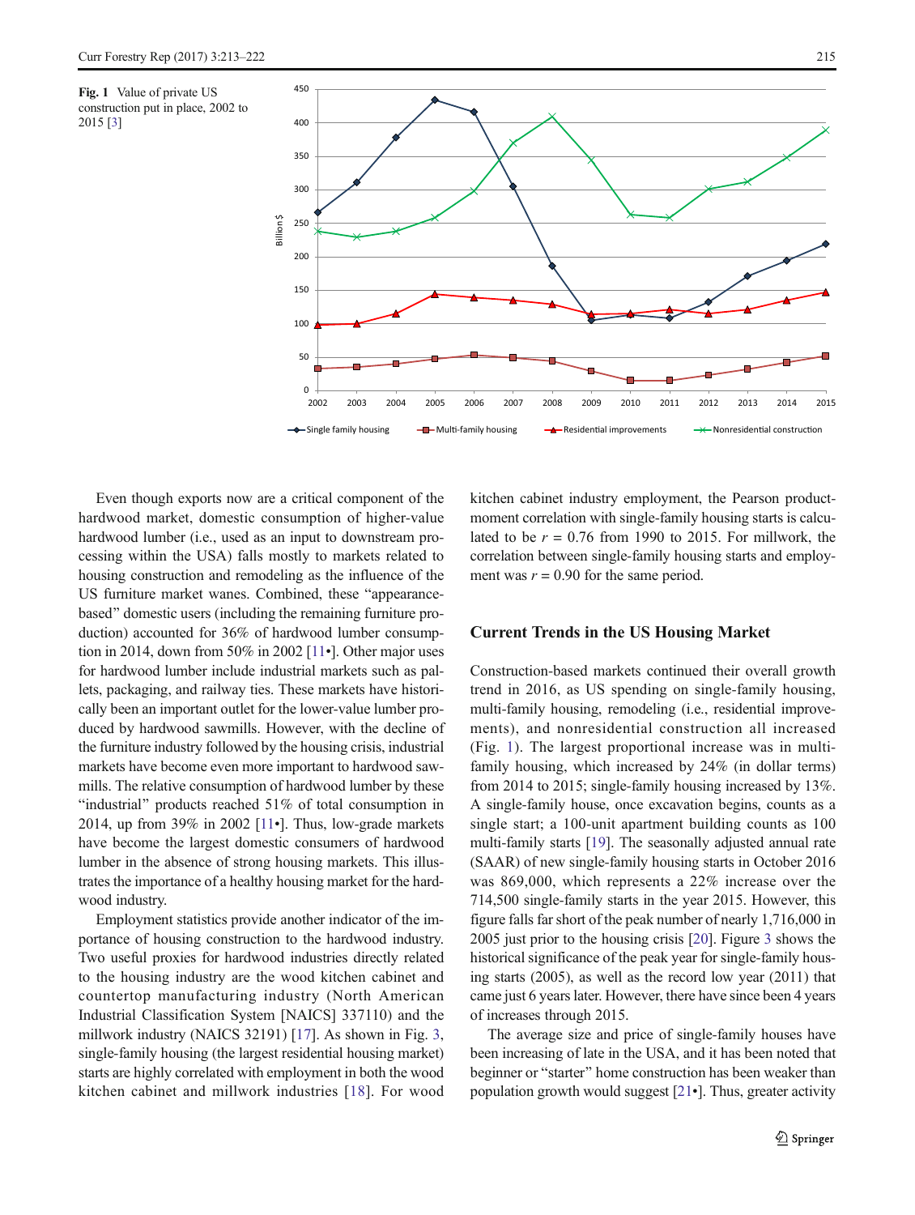**Fig. 1** Value of private US construction put in place, 2002 to 2015 [3]

Even though exports now are a critical component of the hardwood market, domestic consumption of higher-value hardwood lumber (i.e., used as an input to downstream processing within the USA) falls mostly to markets related to housing construction and remodeling as the influence of the US furniture market wanes. Combined, these "appearance-based" domestic users (including the remaining furniture production) accounted for 36% of hardwood lumber consumption in 2014, down from 50% in 2002 [11•]. Other major uses for hardwood lumber include industrial markets such as pallets, packaging, and railway ties. These markets have historically been an important outlet for the lower-value lumber produced by hardwood sawmills. However, with the decline of the furniture industry followed by the housing crisis, industrial markets have become even more important to hardwood sawmills. The relative consumption of hardwood lumber by these "industrial" products reached 51% of total consumption in 2014, up from 39% in 2002 [11•]. Thus, low-grade markets have become the largest domestic consumers of hardwood lumber in the absence of strong housing markets. This illustrates the importance of a healthy housing market for the hardwood industry.

Employment statistics provide another indicator of the importance of housing construction to the hardwood industry. Two useful proxies for hardwood industries directly related to the housing industry are the wood kitchen cabinet and countertop manufacturing industry (North American Industrial Classification System [NAICS] 337110) and the millwork industry (NAICS 32191) [17]. As shown in Fig. 3, single-family housing (the largest residential housing market) starts are highly correlated with employment in both the wood kitchen cabinet and millwork industries [18]. For wood kitchen cabinet industry employment, the Pearson product-moment correlation with single-family housing starts is calculated to be $r = 0.76$ from 1990 to 2015. For millwork, the correlation between single-family housing starts and employment was $r = 0.90$ for the same period.

## Current Trends in the US Housing Market

Construction-based markets continued their overall growth trend in 2016, as US spending on single-family housing, multi-family housing, remodeling (i.e., residential improvements), and nonresidential construction all increased (Fig. 1). The largest proportional increase was in multi-family housing, which increased by 24% (in dollar terms) from 2014 to 2015; single-family housing increased by 13%. A single-family house, once excavation begins, counts as a single start; a 100-unit apartment building counts as 100 multi-family starts [19]. The seasonally adjusted annual rate (SAAR) of new single-family housing starts in October 2016 was 869,000, which represents a 22% increase over the 714,500 single-family starts in the year 2015. However, this figure falls far short of the peak number of nearly 1,716,000 in 2005 just prior to the housing crisis [20]. Figure 3 shows the historical significance of the peak year for single-family housing starts (2005), as well as the record low year (2011) that came just 6 years later. However, there have since been 4 years of increases through 2015.

The average size and price of single-family houses have been increasing of late in the USA, and it has been noted that beginner or "starter" home construction has been weaker than population growth would suggest [21•]. Thus, greater activity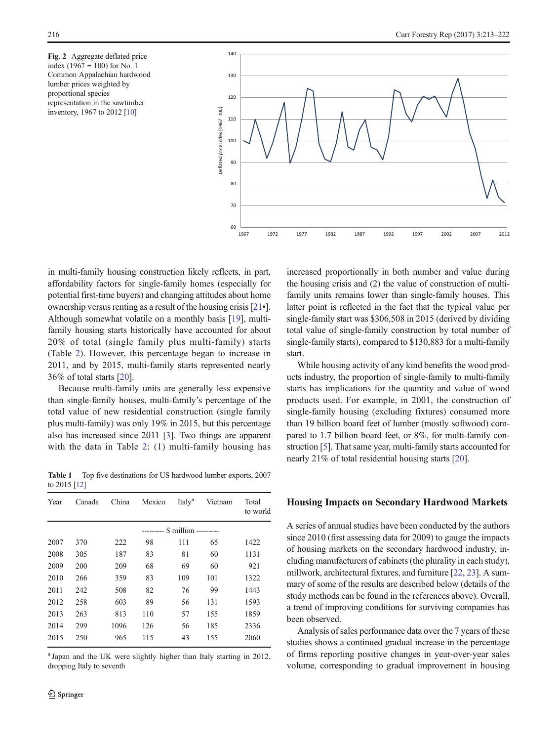Fig. 2 Aggregate deflated price index (1967 = 100) for No. 1 Common Appalachian hardwood lumber prices weighted by proportional species representation in the sawtimber inventory, 1967 to 2012 [10]

in multi-family housing construction likely reflects, in part, affordability factors for single-family homes (especially for potential first-time buyers) and changing attitudes about home ownership versus renting as a result of the housing crisis [21•]. Although somewhat volatile on a monthly basis [19], multi-family housing starts historically have accounted for about 20% of total (single family plus multi-family) starts (Table 2). However, this percentage began to increase in 2011, and by 2015, multi-family starts represented nearly 36% of total starts [20].

Because multi-family units are generally less expensive than single-family houses, multi-family's percentage of the total value of new residential construction (single family plus multi-family) was only 19% in 2015, but this percentage also has increased since 2011 [3]. Two things are apparent with the data in Table 2: (1) multi-family housing has increased proportionally in both number and value during the housing crisis and (2) the value of construction of multi-family units remains lower than single-family houses. This latter point is reflected in the fact that the typical value per single-family start was $306,508 in 2015 (derived by dividing total value of single-family construction by total number of single-family starts), compared to $130,883 for a multi-family start.

While housing activity of any kind benefits the wood products industry, the proportion of single-family to multi-family starts has implications for the quantity and value of wood products used. For example, in 2001, the construction of single-family housing (excluding fixtures) consumed more than 19 billion board feet of lumber (mostly softwood) compared to 1.7 billion board feet, or 8%, for multi-family construction [5]. That same year, multi-family starts accounted for nearly 21% of total residential housing starts [20].

**Table 1** Top five destinations for US hardwood lumber exports, 2007 to 2015 [12]

| Year | Canada | China | Mexico | Italy[a] | Vietnam | Total to world |
|---|---|---|---|---|---|---|
| | | | --------- $ million --------- | | | |
| 2007 | 370 | 222 | 98 | 111 | 65 | 1422 |
| 2008 | 305 | 187 | 83 | 81 | 60 | 1131 |
| 2009 | 200 | 209 | 68 | 69 | 60 | 921 |
| 2010 | 266 | 359 | 83 | 109 | 101 | 1322 |
| 2011 | 242 | 508 | 82 | 76 | 99 | 1443 |
| 2012 | 258 | 603 | 89 | 56 | 131 | 1593 |
| 2013 | 263 | 813 | 110 | 57 | 155 | 1859 |
| 2014 | 299 | 1096 | 126 | 56 | 185 | 2336 |
| 2015 | 250 | 965 | 115 | 43 | 155 | 2060 |

[a] Japan and the UK were slightly higher than Italy starting in 2012, dropping Italy to seventh

## Housing Impacts on Secondary Hardwood Markets

A series of annual studies have been conducted by the authors since 2010 (first assessing data for 2009) to gauge the impacts of housing markets on the secondary hardwood industry, including manufacturers of cabinets (the plurality in each study), millwork, architectural fixtures, and furniture [22, 23]. A summary of some of the results are described below (details of the study methods can be found in the references above). Overall, a trend of improving conditions for surviving companies has been observed.

Analysis of sales performance data over the 7 years of these studies shows a continued gradual increase in the percentage of firms reporting positive changes in year-over-year sales volume, corresponding to gradual improvement in housing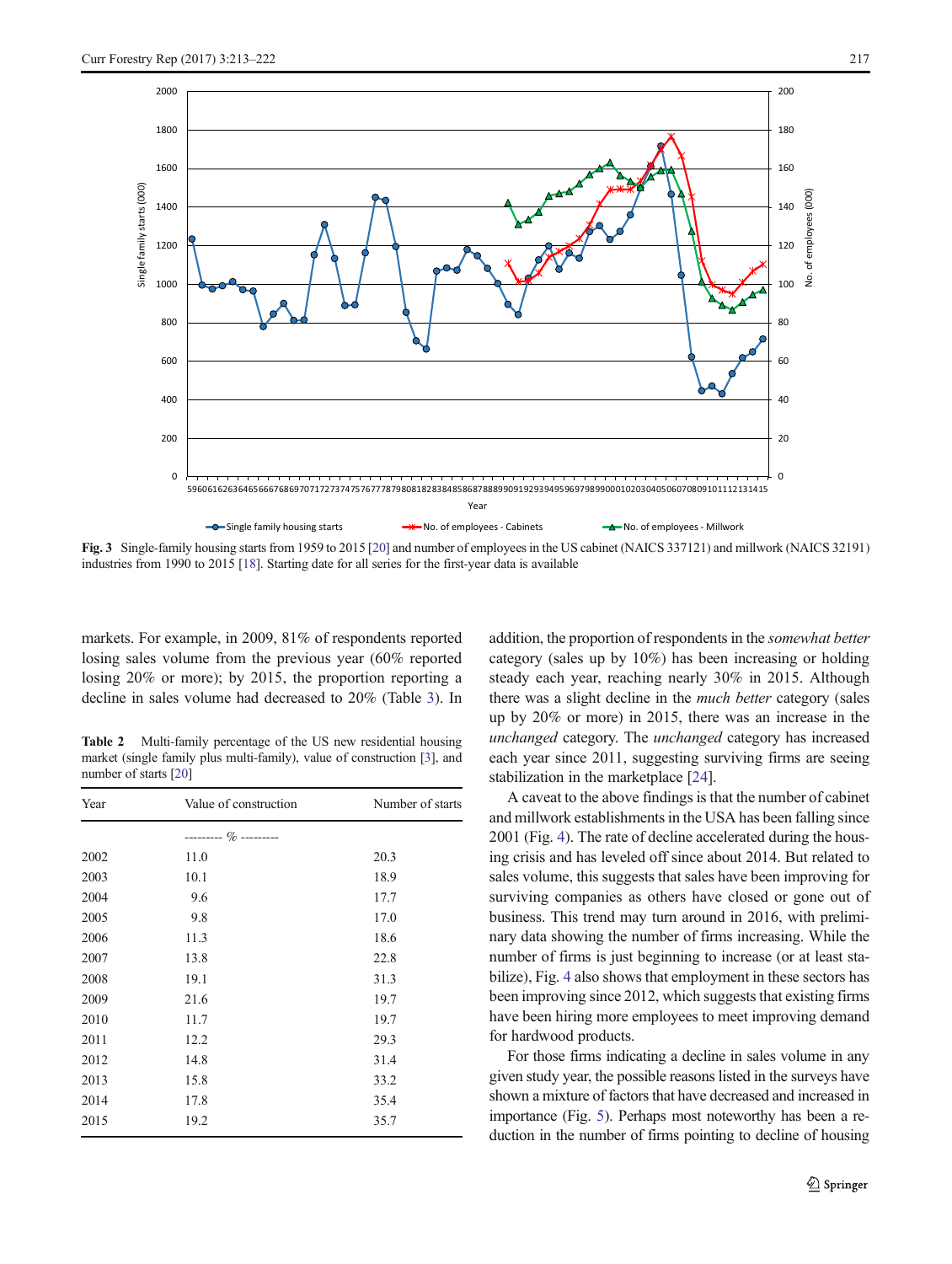Fig. 3 Single-family housing starts from 1959 to 2015 [20] and number of employees in the US cabinet (NAICS 337121) and millwork (NAICS 32191) industries from 1990 to 2015 [18]. Starting date for all series for the first-year data is available

markets. For example, in 2009, 81% of respondents reported losing sales volume from the previous year (60% reported losing 20% or more); by 2015, the proportion reporting a decline in sales volume had decreased to 20% (Table 3). In addition, the proportion of respondents in the *somewhat better* category (sales up by 10%) has been increasing or holding steady each year, reaching nearly 30% in 2015. Although there was a slight decline in the *much better* category (sales up by 20% or more) in 2015, there was an increase in the *unchanged* category. The *unchanged* category has increased each year since 2011, suggesting surviving firms are seeing stabilization in the marketplace [24].

**Table 2** Multi-family percentage of the US new residential housing market (single family plus multi-family), value of construction [3], and number of starts [20]

| Year | Value of construction | Number of starts |
|---|---|---|
| | --------- % --------- | |
| 2002 | 11.0 | 20.3 |
| 2003 | 10.1 | 18.9 |
| 2004 | 9.6 | 17.7 |
| 2005 | 9.8 | 17.0 |
| 2006 | 11.3 | 18.6 |
| 2007 | 13.8 | 22.8 |
| 2008 | 19.1 | 31.3 |
| 2009 | 21.6 | 19.7 |
| 2010 | 11.7 | 19.7 |
| 2011 | 12.2 | 29.3 |
| 2012 | 14.8 | 31.4 |
| 2013 | 15.8 | 33.2 |
| 2014 | 17.8 | 35.4 |
| 2015 | 19.2 | 35.7 |

A caveat to the above findings is that the number of cabinet and millwork establishments in the USA has been falling since 2001 (Fig. 4). The rate of decline accelerated during the housing crisis and has leveled off since about 2014. But related to sales volume, this suggests that sales have been improving for surviving companies as others have closed or gone out of business. This trend may turn around in 2016, with preliminary data showing the number of firms increasing. While the number of firms is just beginning to increase (or at least stabilize), Fig. 4 also shows that employment in these sectors has been improving since 2012, which suggests that existing firms have been hiring more employees to meet improving demand for hardwood products.

For those firms indicating a decline in sales volume in any given study year, the possible reasons listed in the surveys have shown a mixture of factors that have decreased and increased in importance (Fig. 5). Perhaps most noteworthy has been a reduction in the number of firms pointing to decline of housing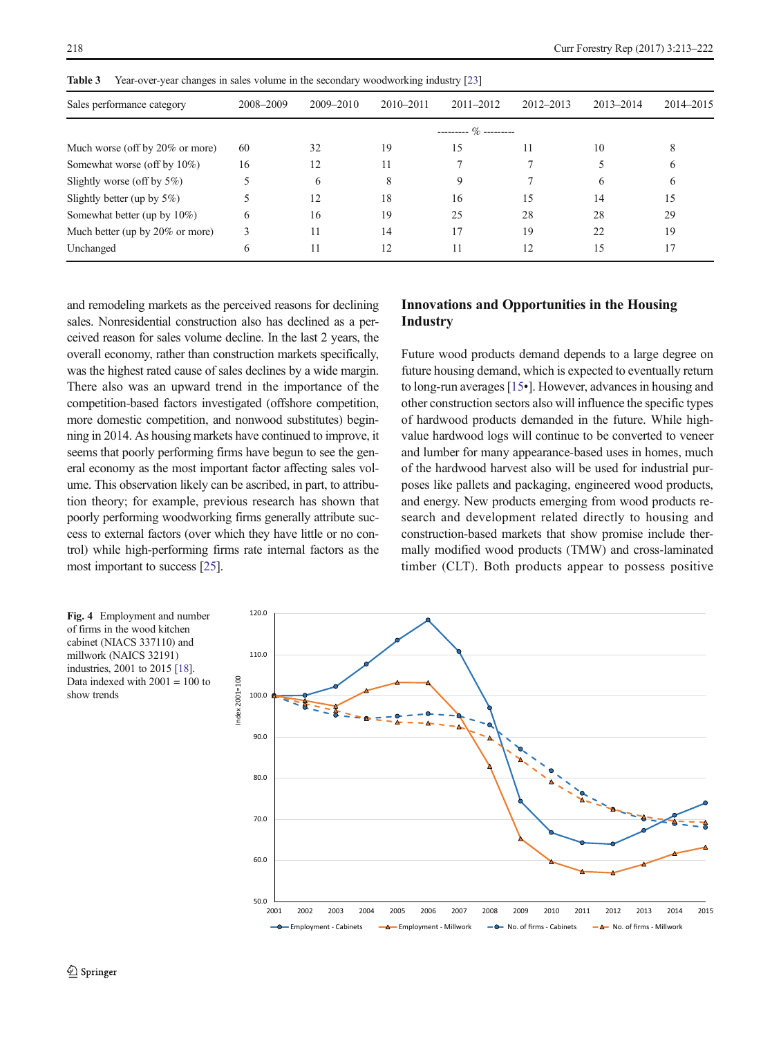**Table 3** Year-over-year changes in sales volume in the secondary woodworking industry [23]

| Sales performance category | 2008–2009 | 2009–2010 | 2010–2011 | 2011–2012 | 2012–2013 | 2013–2014 | 2014–2015 |
|---|---|---|---|---|---|---|---|
| | --------- % --------- | | | | | | |
| Much worse (off by 20% or more) | 60 | 32 | 19 | 15 | 11 | 10 | 8 |
| Somewhat worse (off by 10%) | 16 | 12 | 11 | 7 | 7 | 5 | 6 |
| Slightly worse (off by 5%) | 5 | 6 | 8 | 9 | 7 | 6 | 6 |
| Slightly better (up by 5%) | 5 | 12 | 18 | 16 | 15 | 14 | 15 |
| Somewhat better (up by 10%) | 6 | 16 | 19 | 25 | 28 | 28 | 29 |
| Much better (up by 20% or more) | 3 | 11 | 14 | 17 | 19 | 22 | 19 |
| Unchanged | 6 | 11 | 12 | 11 | 12 | 15 | 17 |

and remodeling markets as the perceived reasons for declining sales. Nonresidential construction also has declined as a perceived reason for sales volume decline. In the last 2 years, the overall economy, rather than construction markets specifically, was the highest rated cause of sales declines by a wide margin. There also was an upward trend in the importance of the competition-based factors investigated (offshore competition, more domestic competition, and nonwood substitutes) beginning in 2014. As housing markets have continued to improve, it seems that poorly performing firms have begun to see the general economy as the most important factor affecting sales volume. This observation likely can be ascribed, in part, to attribution theory; for example, previous research has shown that poorly performing woodworking firms generally attribute success to external factors (over which they have little or no control) while high-performing firms rate internal factors as the most important to success [25].

## Innovations and Opportunities in the Housing Industry

Future wood products demand depends to a large degree on future housing demand, which is expected to eventually return to long-run averages [15•]. However, advances in housing and other construction sectors also will influence the specific types of hardwood products demanded in the future. While high-value hardwood logs will continue to be converted to veneer and lumber for many appearance-based uses in homes, much of the hardwood harvest also will be used for industrial purposes like pallets and packaging, engineered wood products, and energy. New products emerging from wood products research and development related directly to housing and construction-based markets that show promise include thermally modified wood products (TMW) and cross-laminated timber (CLT). Both products appear to possess positive

**Fig. 4** Employment and number of firms in the wood kitchen cabinet (NIACS 337110) and millwork (NAICS 32191) industries, 2001 to 2015 [18]. Data indexed with 2001 = 100 to show trends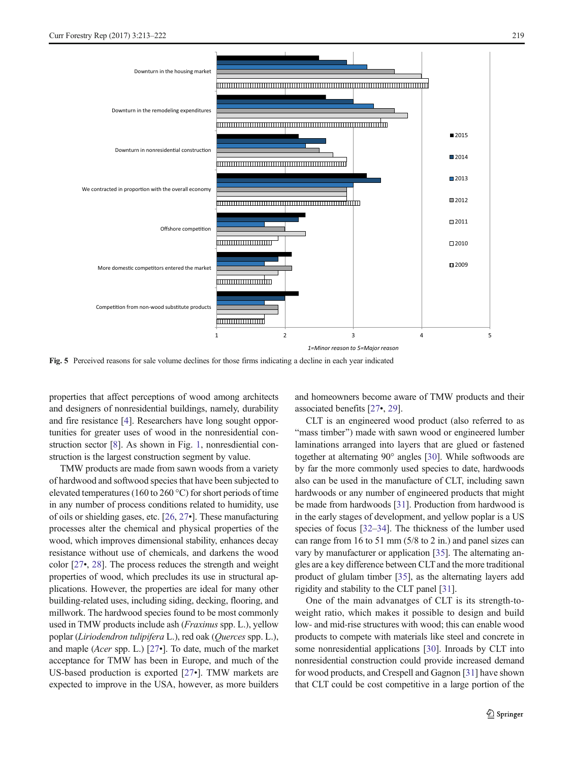**Fig. 5** Perceived reasons for sale volume declines for those firms indicating a decline in each year indicated

properties that affect perceptions of wood among architects and designers of nonresidential buildings, namely, durability and fire resistance [4]. Researchers have long sought opportunities for greater uses of wood in the nonresidential construction sector [8]. As shown in Fig. 1, nonresdential construction is the largest construction segment by value.

TMW products are made from sawn woods from a variety of hardwood and softwood species that have been subjected to elevated temperatures (160 to 260 °C) for short periods of time in any number of process conditions related to humidity, use of oils or shielding gases, etc. [26, 27•]. These manufacturing processes alter the chemical and physical properties of the wood, which improves dimensional stability, enhances decay resistance without use of chemicals, and darkens the wood color [27•, 28]. The process reduces the strength and weight properties of wood, which precludes its use in structural applications. However, the properties are ideal for many other building-related uses, including siding, decking, flooring, and millwork. The hardwood species found to be most commonly used in TMW products include ash (*Fraxinus* spp. L.), yellow poplar (*Liriodendron tulipifera* L.), red oak (*Querces* spp. L.), and maple (*Acer* spp. L.) [27•]. To date, much of the market acceptance for TMW has been in Europe, and much of the US-based production is exported [27•]. TMW markets are expected to improve in the USA, however, as more builders and homeowners become aware of TMW products and their associated benefits [27•, 29].

CLT is an engineered wood product (also referred to as "mass timber") made with sawn wood or engineered lumber laminations arranged into layers that are glued or fastened together at alternating 90° angles [30]. While softwoods are by far the more commonly used species to date, hardwoods also can be used in the manufacture of CLT, including sawn hardwoods or any number of engineered products that might be made from hardwoods [31]. Production from hardwood is in the early stages of development, and yellow poplar is a US species of focus [32–34]. The thickness of the lumber used can range from 16 to 51 mm (5/8 to 2 in.) and panel sizes can vary by manufacturer or application [35]. The alternating angles are a key difference between CLT and the more traditional product of glulam timber [35], as the alternating layers add rigidity and stability to the CLT panel [31].

One of the main advanatges of CLT is its strength-to-weight ratio, which makes it possible to design and build low- and mid-rise structures with wood; this can enable wood products to compete with materials like steel and concrete in some nonresidential applications [30]. Inroads by CLT into nonresidential construction could provide increased demand for wood products, and Crespell and Gagnon [31] have shown that CLT could be cost competitive in a large portion of the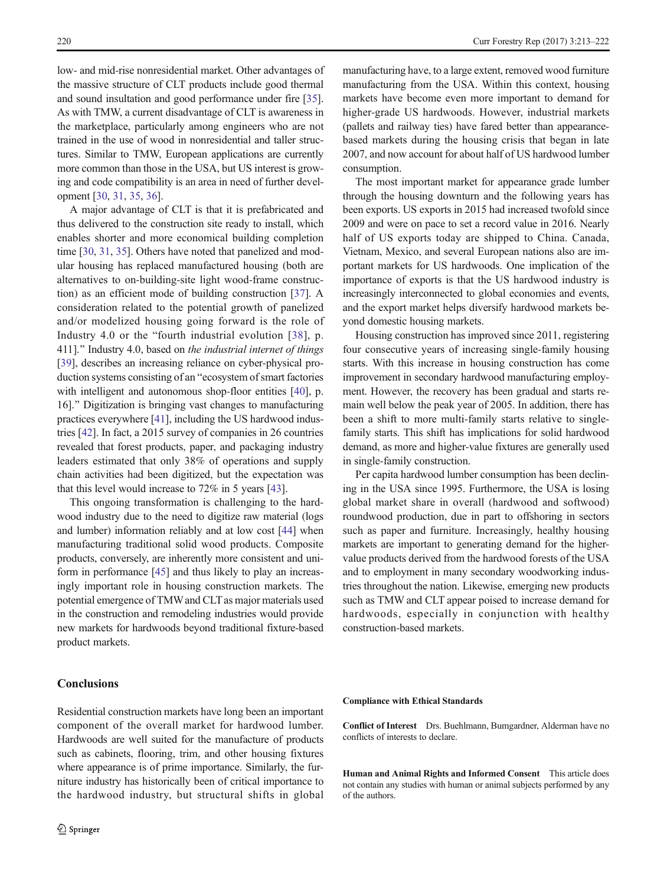low- and mid-rise nonresidential market. Other advantages of the massive structure of CLT products include good thermal and sound insultation and good performance under fire [35]. As with TMW, a current disadvantage of CLT is awareness in the marketplace, particularly among engineers who are not trained in the use of wood in nonresidential and taller structures. Similar to TMW, European applications are currently more common than those in the USA, but US interest is growing and code compatibility is an area in need of further development [30, 31, 35, 36].

A major advantage of CLT is that it is prefabricated and thus delivered to the construction site ready to install, which enables shorter and more economical building completion time [30, 31, 35]. Others have noted that panelized and modular housing has replaced manufactured housing (both are alternatives to on-building-site light wood-frame construction) as an efficient mode of building construction [37]. A consideration related to the potential growth of panelized and/or modelized housing going forward is the role of Industry 4.0 or the "fourth industrial evolution [38], p. 411]." Industry 4.0, based on *the industrial internet of things* [39], describes an increasing reliance on cyber-physical production systems consisting of an "ecosystem of smart factories with intelligent and autonomous shop-floor entities [40], p. 16]." Digitization is bringing vast changes to manufacturing practices everywhere [41], including the US hardwood industries [42]. In fact, a 2015 survey of companies in 26 countries revealed that forest products, paper, and packaging industry leaders estimated that only 38% of operations and supply chain activities had been digitized, but the expectation was that this level would increase to 72% in 5 years [43].

This ongoing transformation is challenging to the hardwood industry due to the need to digitize raw material (logs and lumber) information reliably and at low cost [44] when manufacturing traditional solid wood products. Composite products, conversely, are inherently more consistent and uniform in performance [45] and thus likely to play an increasingly important role in housing construction markets. The potential emergence of TMW and CLT as major materials used in the construction and remodeling industries would provide new markets for hardwoods beyond traditional fixture-based product markets.

## Conclusions

Residential construction markets have long been an important component of the overall market for hardwood lumber. Hardwoods are well suited for the manufacture of products such as cabinets, flooring, trim, and other housing fixtures where appearance is of prime importance. Similarly, the furniture industry has historically been of critical importance to the hardwood industry, but structural shifts in global manufacturing have, to a large extent, removed wood furniture manufacturing from the USA. Within this context, housing markets have become even more important to demand for higher-grade US hardwoods. However, industrial markets (pallets and railway ties) have fared better than appearance-based markets during the housing crisis that began in late 2007, and now account for about half of US hardwood lumber consumption.

The most important market for appearance grade lumber through the housing downturn and the following years has been exports. US exports in 2015 had increased twofold since 2009 and were on pace to set a record value in 2016. Nearly half of US exports today are shipped to China. Canada, Vietnam, Mexico, and several European nations also are important markets for US hardwoods. One implication of the importance of exports is that the US hardwood industry is increasingly interconnected to global economies and events, and the export market helps diversify hardwood markets beyond domestic housing markets.

Housing construction has improved since 2011, registering four consecutive years of increasing single-family housing starts. With this increase in housing construction has come improvement in secondary hardwood manufacturing employment. However, the recovery has been gradual and starts remain well below the peak year of 2005. In addition, there has been a shift to more multi-family starts relative to single-family starts. This shift has implications for solid hardwood demand, as more and higher-value fixtures are generally used in single-family construction.

Per capita hardwood lumber consumption has been declining in the USA since 1995. Furthermore, the USA is losing global market share in overall (hardwood and softwood) roundwood production, due in part to offshoring in sectors such as paper and furniture. Increasingly, healthy housing markets are important to generating demand for the higher-value products derived from the hardwood forests of the USA and to employment in many secondary woodworking industries throughout the nation. Likewise, emerging new products such as TMW and CLT appear poised to increase demand for hardwoods, especially in conjunction with healthy construction-based markets.

**Compliance with Ethical Standards**

**Conflict of Interest** Drs. Buehlmann, Bumgardner, Alderman have no conflicts of interests to declare.

**Human and Animal Rights and Informed Consent** This article does not contain any studies with human or animal subjects performed by any of the authors.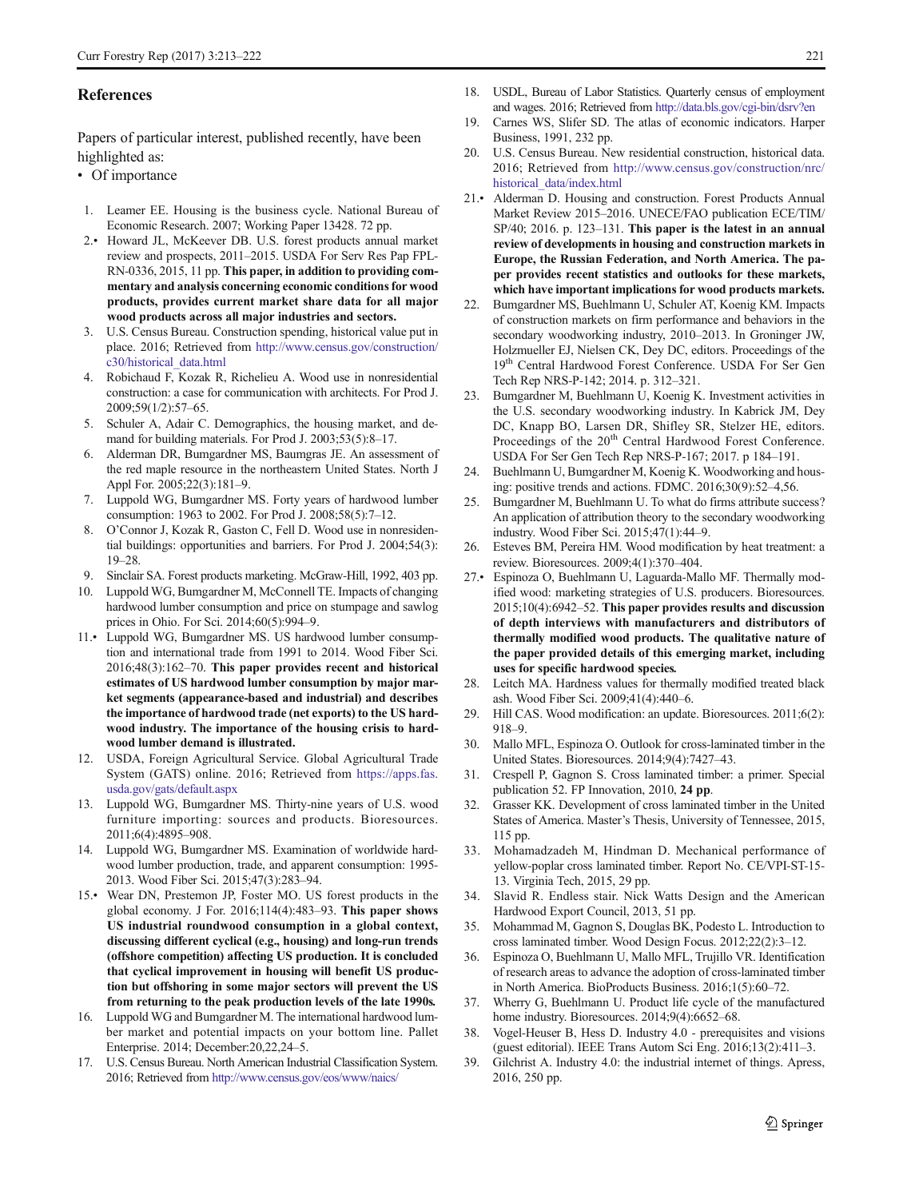## References

Papers of particular interest, published recently, have been highlighted as:

• Of importance

1. Leamer EE. Housing is the business cycle. National Bureau of Economic Research. 2007; Working Paper 13428. 72 pp.
2. • Howard JL, McKeever DB. U.S. forest products annual market review and prospects, 2011–2015. USDA For Serv Res Pap FPL-RN-0336, 2015, 11 pp. **This paper, in addition to providing commentary and analysis concerning economic conditions for wood products, provides current market share data for all major wood products across all major industries and sectors.**
3. U.S. Census Bureau. Construction spending, historical value put in place. 2016; Retrieved from http://www.census.gov/construction/c30/historical_data.html
4. Robichaud F, Kozak R, Richelieu A. Wood use in nonresidential construction: a case for communication with architects. For Prod J. 2009;59(1/2):57–65.
5. Schuler A, Adair C. Demographics, the housing market, and demand for building materials. For Prod J. 2003;53(5):8–17.
6. Alderman DR, Bumgardner MS, Baumgras JE. An assessment of the red maple resource in the northeastern United States. North J Appl For. 2005;22(3):181–9.
7. Luppold WG, Bumgardner MS. Forty years of hardwood lumber consumption: 1963 to 2002. For Prod J. 2008;58(5):7–12.
8. O'Connor J, Kozak R, Gaston C, Fell D. Wood use in nonresidential buildings: opportunities and barriers. For Prod J. 2004;54(3):19–28.
9. Sinclair SA. Forest products marketing. McGraw-Hill, 1992, 403 pp.
10. Luppold WG, Bumgardner M, McConnell TE. Impacts of changing hardwood lumber consumption and price on stumpage and sawlog prices in Ohio. For Sci. 2014;60(5):994–9.
11. • Luppold WG, Bumgardner MS. US hardwood lumber consumption and international trade from 1991 to 2014. Wood Fiber Sci. 2016;48(3):162–70. **This paper provides recent and historical estimates of US hardwood lumber consumption by major market segments (appearance-based and industrial) and describes the importance of hardwood trade (net exports) to the US hardwood industry. The importance of the housing crisis to hardwood lumber demand is illustrated.**
12. USDA, Foreign Agricultural Service. Global Agricultural Trade System (GATS) online. 2016; Retrieved from https://apps.fas.usda.gov/gats/default.aspx
13. Luppold WG, Bumgardner MS. Thirty-nine years of U.S. wood furniture importing: sources and products. Bioresources. 2011;6(4):4895–908.
14. Luppold WG, Bumgardner MS. Examination of worldwide hardwood lumber production, trade, and apparent consumption: 1995-2013. Wood Fiber Sci. 2015;47(3):283–94.
15. • Wear DN, Prestemon JP, Foster MO. US forest products in the global economy. J For. 2016;114(4):483–93. **This paper shows US industrial roundwood consumption in a global context, discussing different cyclical (e.g., housing) and long-run trends (offshore competition) affecting US production. It is concluded that cyclical improvement in housing will benefit US production but offshoring in some major sectors will prevent the US from returning to the peak production levels of the late 1990s.**
16. Luppold WG and Bumgardner M. The international hardwood lumber market and potential impacts on your bottom line. Pallet Enterprise. 2014; December:20,22,24–5.
17. U.S. Census Bureau. North American Industrial Classification System. 2016; Retrieved from http://www.census.gov/eos/www/naics/
18. USDL, Bureau of Labor Statistics. Quarterly census of employment and wages. 2016; Retrieved from http://data.bls.gov/cgi-bin/dsrv?en
19. Carnes WS, Slifer SD. The atlas of economic indicators. Harper Business, 1991, 232 pp.
20. U.S. Census Bureau. New residential construction, historical data. 2016; Retrieved from http://www.census.gov/construction/nrc/historical_data/index.html
21. • Alderman D. Housing and construction. Forest Products Annual Market Review 2015–2016. UNECE/FAO publication ECE/TIM/SP/40; 2016. p. 123–131. **This paper is the latest in an annual review of developments in housing and construction markets in Europe, the Russian Federation, and North America. The paper provides recent statistics and outlooks for these markets, which have important implications for wood products markets.**
22. Bumgardner MS, Buehlmann U, Schuler AT, Koenig KM. Impacts of construction markets on firm performance and behaviors in the secondary woodworking industry, 2010–2013. In Groninger JW, Holzmueller EJ, Nielsen CK, Dey DC, editors. Proceedings of the 19th Central Hardwood Forest Conference. USDA For Ser Gen Tech Rep NRS-P-142; 2014. p. 312–321.
23. Bumgardner M, Buehlmann U, Koenig K. Investment activities in the U.S. secondary woodworking industry. In Kabrick JM, Dey DC, Knapp BO, Larsen DR, Shifley SR, Stelzer HE, editors. Proceedings of the 20th Central Hardwood Forest Conference. USDA For Ser Gen Tech Rep NRS-P-167; 2017. p 184–191.
24. Buehlmann U, Bumgardner M, Koenig K. Woodworking and housing: positive trends and actions. FDMC. 2016;30(9):52–4,56.
25. Bumgardner M, Buehlmann U. To what do firms attribute success? An application of attribution theory to the secondary woodworking industry. Wood Fiber Sci. 2015;47(1):44–9.
26. Esteves BM, Pereira HM. Wood modification by heat treatment: a review. Bioresources. 2009;4(1):370–404.
27. • Espinoza O, Buehlmann U, Laguarda-Mallo MF. Thermally modified wood: marketing strategies of U.S. producers. Bioresources. 2015;10(4):6942–52. **This paper provides results and discussion of depth interviews with manufacturers and distributors of thermally modified wood products. The qualitative nature of the paper provided details of this emerging market, including uses for specific hardwood species.**
28. Leitch MA. Hardness values for thermally modified treated black ash. Wood Fiber Sci. 2009;41(4):440–6.
29. Hill CAS. Wood modification: an update. Bioresources. 2011;6(2):918–9.
30. Mallo MFL, Espinoza O. Outlook for cross-laminated timber in the United States. Bioresources. 2014;9(4):7427–43.
31. Crespell P, Gagnon S. Cross laminated timber: a primer. Special publication 52. FP Innovation, 2010, **24 pp**.
32. Grasser KK. Development of cross laminated timber in the United States of America. Master's Thesis, University of Tennessee, 2015, 115 pp.
33. Mohamadzadeh M, Hindman D. Mechanical performance of yellow-poplar cross laminated timber. Report No. CE/VPI-ST-15-13. Virginia Tech, 2015, 29 pp.
34. Slavid R. Endless stair. Nick Watts Design and the American Hardwood Export Council, 2013, 51 pp.
35. Mohammad M, Gagnon S, Douglas BK, Podesto L. Introduction to cross laminated timber. Wood Design Focus. 2012;22(2):3–12.
36. Espinoza O, Buehlmann U, Mallo MFL, Trujillo VR. Identification of research areas to advance the adoption of cross-laminated timber in North America. BioProducts Business. 2016;1(5):60–72.
37. Wherry G, Buehlmann U. Product life cycle of the manufactured home industry. Bioresources. 2014;9(4):6652–68.
38. Vogel-Heuser B, Hess D. Industry 4.0 - prerequisites and visions (guest editorial). IEEE Trans Autom Sci Eng. 2016;13(2):411–3.
39. Gilchrist A. Industry 4.0: the industrial internet of things. Apress, 2016, 250 pp.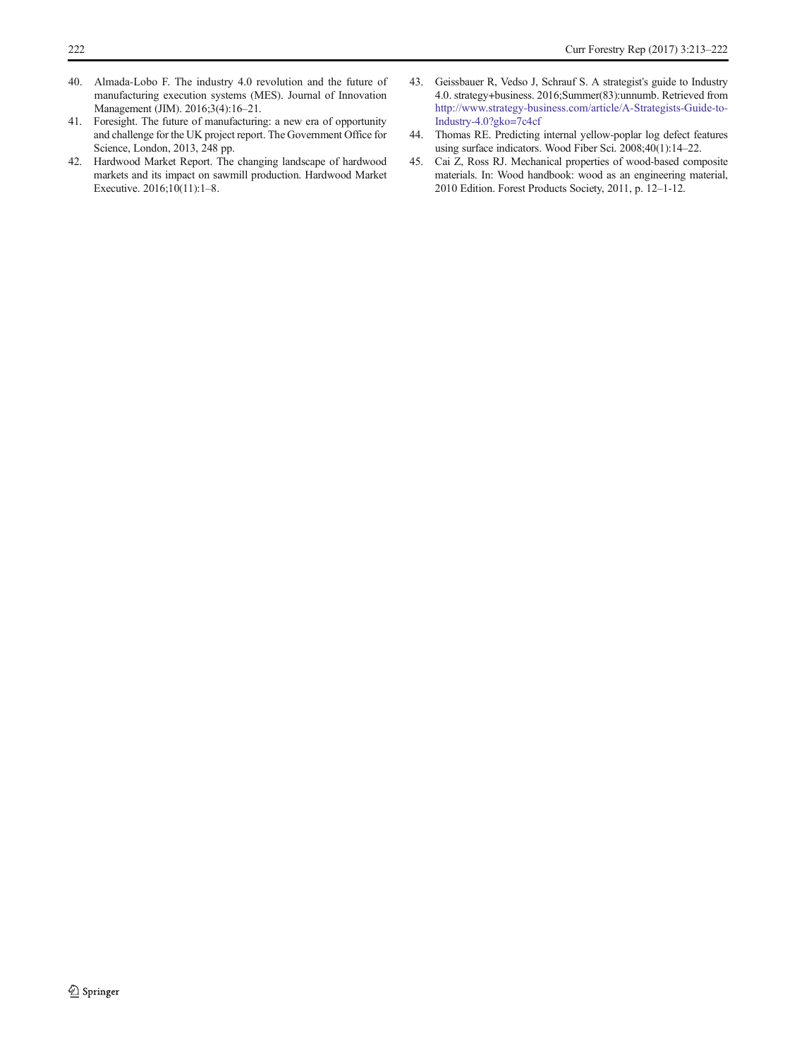40. Almada-Lobo F. The industry 4.0 revolution and the future of manufacturing execution systems (MES). Journal of Innovation Management (JIM). 2016;3(4):16–21.
41. Foresight. The future of manufacturing: a new era of opportunity and challenge for the UK project report. The Government Office for Science, London, 2013, 248 pp.
42. Hardwood Market Report. The changing landscape of hardwood markets and its impact on sawmill production. Hardwood Market Executive. 2016;10(11):1–8.
43. Geissbauer R, Vedso J, Schrauf S. A strategist's guide to Industry 4.0. strategy+business. 2016;Summer(83):unnumb. Retrieved from http://www.strategy-business.com/article/A-Strategists-Guide-to-Industry-4.0?gko=7c4cf
44. Thomas RE. Predicting internal yellow-poplar log defect features using surface indicators. Wood Fiber Sci. 2008;40(1):14–22.
45. Cai Z, Ross RJ. Mechanical properties of wood-based composite materials. In: Wood handbook: wood as an engineering material, 2010 Edition. Forest Products Society, 2011, p. 12–1-12.